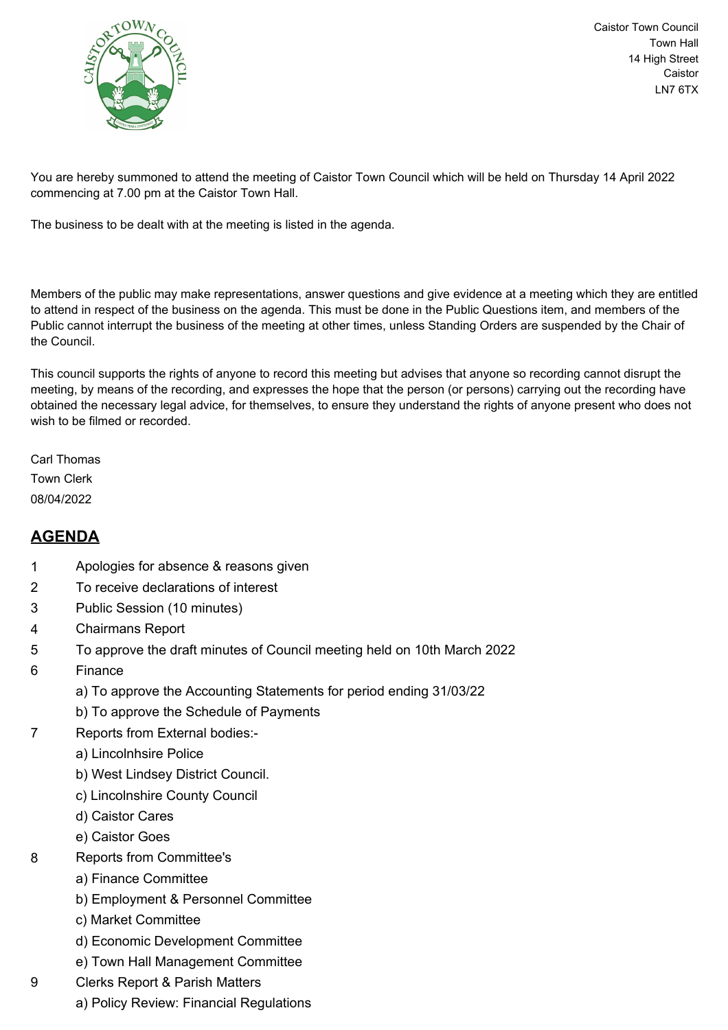Caistor Town Council
Town Hall
14 High Street
Caistor
LN7 6TX

You are hereby summoned to attend the meeting of Caistor Town Council which will be held on Thursday 14 April 2022 commencing at 7.00 pm at the Caistor Town Hall.

The business to be dealt with at the meeting is listed in the agenda.

Members of the public may make representations, answer questions and give evidence at a meeting which they are entitled to attend in respect of the business on the agenda. This must be done in the Public Questions item, and members of the Public cannot interrupt the business of the meeting at other times, unless Standing Orders are suspended by the Chair of the Council.

This council supports the rights of anyone to record this meeting but advises that anyone so recording cannot disrupt the meeting, by means of the recording, and expresses the hope that the person (or persons) carrying out the recording have obtained the necessary legal advice, for themselves, to ensure they understand the rights of anyone present who does not wish to be filmed or recorded.

Carl Thomas
Town Clerk
08/04/2022

## AGENDA

1 Apologies for absence & reasons given

2 To receive declarations of interest

3 Public Session (10 minutes)

4 Chairmans Report

5 To approve the draft minutes of Council meeting held on 10th March 2022

6 Finance
   - a) To approve the Accounting Statements for period ending 31/03/22
   - b) To approve the Schedule of Payments

7 Reports from External bodies:-
   - a) Lincolnhsire Police
   - b) West Lindsey District Council.
   - c) Lincolnshire County Council
   - d) Caistor Cares
   - e) Caistor Goes

8 Reports from Committee's
   - a) Finance Committee
   - b) Employment & Personnel Committee
   - c) Market Committee
   - d) Economic Development Committee
   - e) Town Hall Management Committee

9 Clerks Report & Parish Matters
   - a) Policy Review: Financial Regulations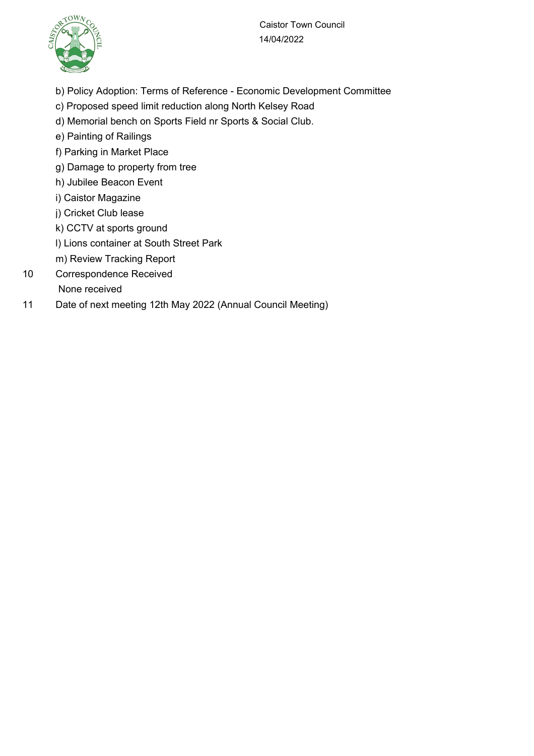b) Policy Adoption: Terms of Reference - Economic Development Committee

c) Proposed speed limit reduction along North Kelsey Road

d) Memorial bench on Sports Field nr Sports & Social Club.

e) Painting of Railings

f) Parking in Market Place

g) Damage to property from tree

h) Jubilee Beacon Event

i) Caistor Magazine

j) Cricket Club lease

k) CCTV at sports ground

l) Lions container at South Street Park

m) Review Tracking Report

10 Correspondence Received

None received

11 Date of next meeting 12th May 2022 (Annual Council Meeting)